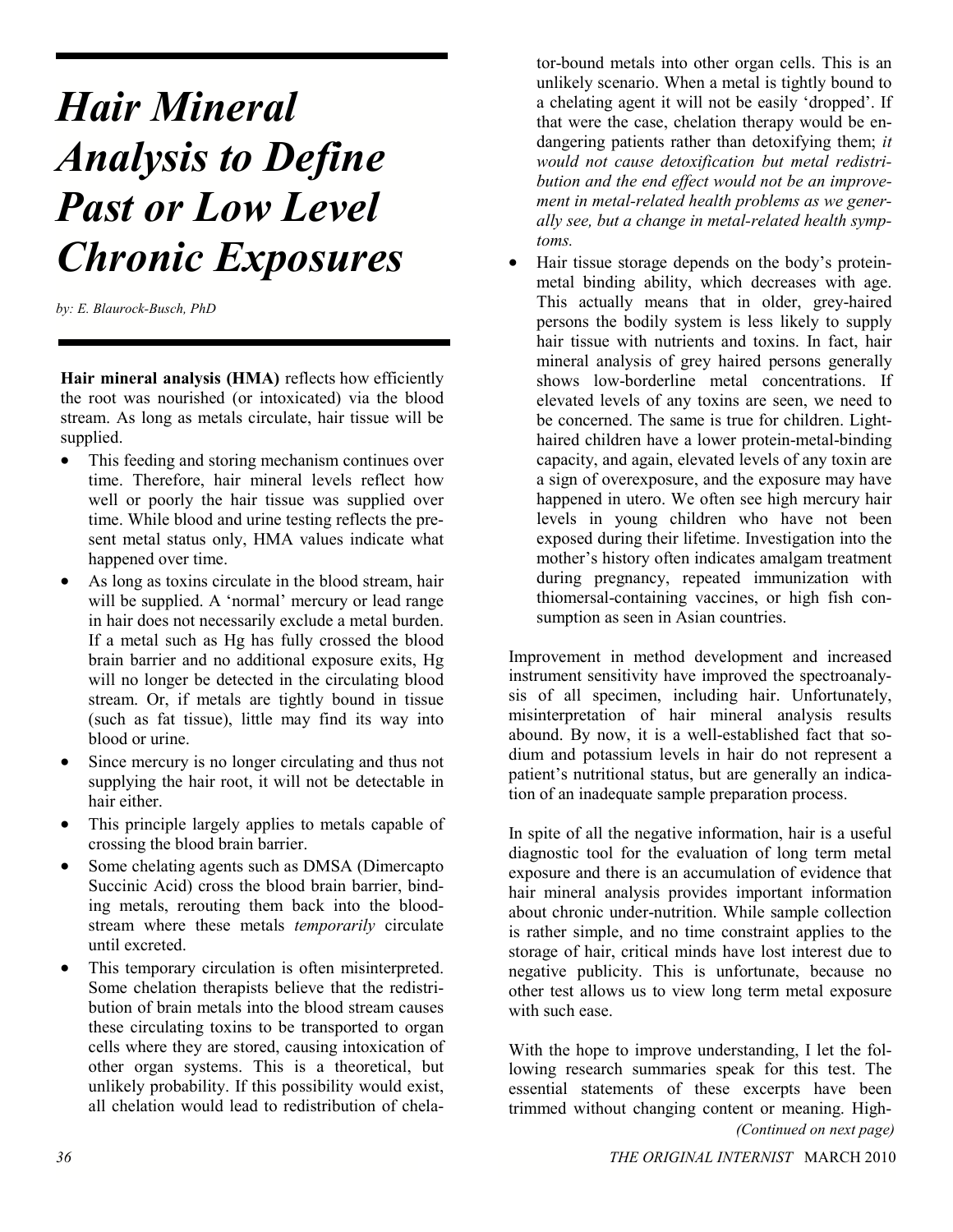# *Hair Mineral Analysis to Define Past or Low Level Chronic Exposures*

*by: E. Blaurock-Busch, PhD*

**Hair mineral analysis (HMA)** reflects how efficiently the root was nourished (or intoxicated) via the blood stream. As long as metals circulate, hair tissue will be supplied.

- This feeding and storing mechanism continues over time. Therefore, hair mineral levels reflect how well or poorly the hair tissue was supplied over time. While blood and urine testing reflects the present metal status only, HMA values indicate what happened over time.
- As long as toxins circulate in the blood stream, hair will be supplied. A 'normal' mercury or lead range in hair does not necessarily exclude a metal burden. If a metal such as Hg has fully crossed the blood brain barrier and no additional exposure exits, Hg will no longer be detected in the circulating blood stream. Or, if metals are tightly bound in tissue (such as fat tissue), little may find its way into blood or urine.
- Since mercury is no longer circulating and thus not supplying the hair root, it will not be detectable in hair either.
- This principle largely applies to metals capable of crossing the blood brain barrier.
- Some chelating agents such as DMSA (Dimercapto Succinic Acid) cross the blood brain barrier, binding metals, rerouting them back into the bloodstream where these metals *temporarily* circulate until excreted.
- This temporary circulation is often misinterpreted. Some chelation therapists believe that the redistribution of brain metals into the blood stream causes these circulating toxins to be transported to organ cells where they are stored, causing intoxication of other organ systems. This is a theoretical, but unlikely probability. If this possibility would exist, all chelation would lead to redistribution of chelator-bound metals into other organ cells. This is an unlikely scenario. When a metal is tightly bound to a chelating agent it will not be easily 'dropped'. If that were the case, chelation therapy would be endangering patients rather than detoxifying them; *it would not cause detoxification but metal redistribution and the end effect would not be an improvement in metal-related health problems as we generally see, but a change in metal-related health symptoms.*
- Hair tissue storage depends on the body's protein-metal binding ability, which decreases with age. This actually means that in older, grey-haired persons the bodily system is less likely to supply hair tissue with nutrients and toxins. In fact, hair mineral analysis of grey haired persons generally shows low-borderline metal concentrations. If elevated levels of any toxins are seen, we need to be concerned. The same is true for children. Light-haired children have a lower protein-metal-binding capacity, and again, elevated levels of any toxin are a sign of overexposure, and the exposure may have happened in utero. We often see high mercury hair levels in young children who have not been exposed during their lifetime. Investigation into the mother's history often indicates amalgam treatment during pregnancy, repeated immunization with thiomersal-containing vaccines, or high fish consumption as seen in Asian countries.

Improvement in method development and increased instrument sensitivity have improved the spectroanalysis of all specimen, including hair. Unfortunately, misinterpretation of hair mineral analysis results abound. By now, it is a well-established fact that sodium and potassium levels in hair do not represent a patient's nutritional status, but are generally an indication of an inadequate sample preparation process.

In spite of all the negative information, hair is a useful diagnostic tool for the evaluation of long term metal exposure and there is an accumulation of evidence that hair mineral analysis provides important information about chronic under-nutrition. While sample collection is rather simple, and no time constraint applies to the storage of hair, critical minds have lost interest due to negative publicity. This is unfortunate, because no other test allows us to view long term metal exposure with such ease.

With the hope to improve understanding, I let the following research summaries speak for this test. The essential statements of these excerpts have been trimmed without changing content or meaning. High-

*(Continued on next page)*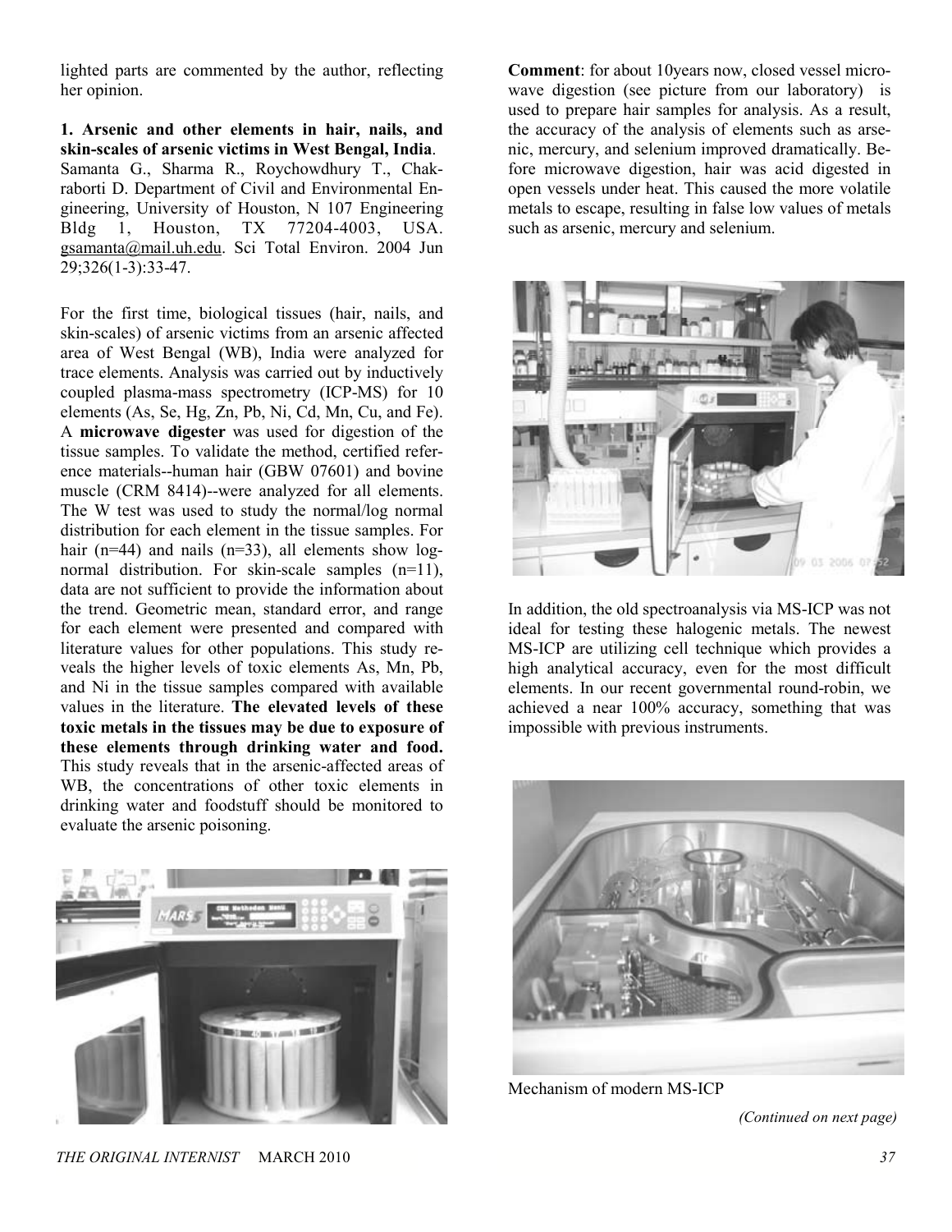lighted parts are commented by the author, reflecting her opinion.

**1. Arsenic and other elements in hair, nails, and skin-scales of arsenic victims in West Bengal, India**. Samanta G., Sharma R., Roychowdhury T., Chakraborti D. Department of Civil and Environmental Engineering, University of Houston, N 107 Engineering Bldg 1, Houston, TX 77204-4003, USA. gsamanta@mail.uh.edu. Sci Total Environ. 2004 Jun 29;326(1-3):33-47.

For the first time, biological tissues (hair, nails, and skin-scales) of arsenic victims from an arsenic affected area of West Bengal (WB), India were analyzed for trace elements. Analysis was carried out by inductively coupled plasma-mass spectrometry (ICP-MS) for 10 elements (As, Se, Hg, Zn, Pb, Ni, Cd, Mn, Cu, and Fe). A **microwave digester** was used for digestion of the tissue samples. To validate the method, certified reference materials--human hair (GBW 07601) and bovine muscle (CRM 8414)--were analyzed for all elements. The W test was used to study the normal/log normal distribution for each element in the tissue samples. For hair (n=44) and nails (n=33), all elements show log-normal distribution. For skin-scale samples (n=11), data are not sufficient to provide the information about the trend. Geometric mean, standard error, and range for each element were presented and compared with literature values for other populations. This study reveals the higher levels of toxic elements As, Mn, Pb, and Ni in the tissue samples compared with available values in the literature. **The elevated levels of these toxic metals in the tissues may be due to exposure of these elements through drinking water and food.** This study reveals that in the arsenic-affected areas of WB, the concentrations of other toxic elements in drinking water and foodstuff should be monitored to evaluate the arsenic poisoning.

**Comment**: for about 10years now, closed vessel microwave digestion (see picture from our laboratory) is used to prepare hair samples for analysis. As a result, the accuracy of the analysis of elements such as arsenic, mercury, and selenium improved dramatically. Before microwave digestion, hair was acid digested in open vessels under heat. This caused the more volatile metals to escape, resulting in false low values of metals such as arsenic, mercury and selenium.

In addition, the old spectroanalysis via MS-ICP was not ideal for testing these halogenic metals. The newest MS-ICP are utilizing cell technique which provides a high analytical accuracy, even for the most difficult elements. In our recent governmental round-robin, we achieved a near 100% accuracy, something that was impossible with previous instruments.

Mechanism of modern MS-ICP

*(Continued on next page)*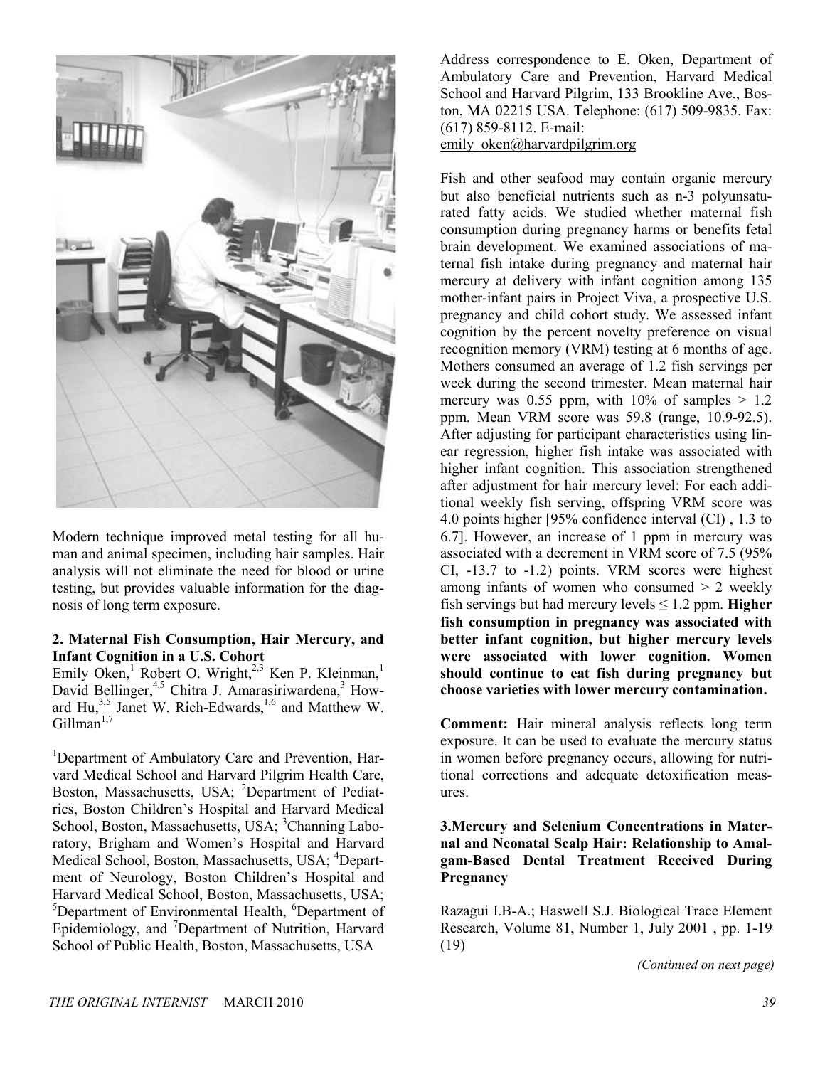Modern technique improved metal testing for all human and animal specimen, including hair samples. Hair analysis will not eliminate the need for blood or urine testing, but provides valuable information for the diagnosis of long term exposure.

### 2. Maternal Fish Consumption, Hair Mercury, and Infant Cognition in a U.S. Cohort

Emily Oken,[1] Robert O. Wright,[2,3] Ken P. Kleinman,[1] David Bellinger,[4,5] Chitra J. Amarasiriwardena,[3] Howard Hu,[3,5] Janet W. Rich-Edwards,[1,6] and Matthew W. Gillman[1,7]

[1]Department of Ambulatory Care and Prevention, Harvard Medical School and Harvard Pilgrim Health Care, Boston, Massachusetts, USA; [2]Department of Pediatrics, Boston Children's Hospital and Harvard Medical School, Boston, Massachusetts, USA; [3]Channing Laboratory, Brigham and Women's Hospital and Harvard Medical School, Boston, Massachusetts, USA; [4]Department of Neurology, Boston Children's Hospital and Harvard Medical School, Boston, Massachusetts, USA; [5]Department of Environmental Health, [6]Department of Epidemiology, and [7]Department of Nutrition, Harvard School of Public Health, Boston, Massachusetts, USA

Address correspondence to E. Oken, Department of Ambulatory Care and Prevention, Harvard Medical School and Harvard Pilgrim, 133 Brookline Ave., Boston, MA 02215 USA. Telephone: (617) 509-9835. Fax: (617) 859-8112. E-mail: emily_oken@harvardpilgrim.org

Fish and other seafood may contain organic mercury but also beneficial nutrients such as n-3 polyunsaturated fatty acids. We studied whether maternal fish consumption during pregnancy harms or benefits fetal brain development. We examined associations of maternal fish intake during pregnancy and maternal hair mercury at delivery with infant cognition among 135 mother-infant pairs in Project Viva, a prospective U.S. pregnancy and child cohort study. We assessed infant cognition by the percent novelty preference on visual recognition memory (VRM) testing at 6 months of age. Mothers consumed an average of 1.2 fish servings per week during the second trimester. Mean maternal hair mercury was 0.55 ppm, with 10% of samples > 1.2 ppm. Mean VRM score was 59.8 (range, 10.9-92.5). After adjusting for participant characteristics using linear regression, higher fish intake was associated with higher infant cognition. This association strengthened after adjustment for hair mercury level: For each additional weekly fish serving, offspring VRM score was 4.0 points higher [95% confidence interval (CI) , 1.3 to 6.7]. However, an increase of 1 ppm in mercury was associated with a decrement in VRM score of 7.5 (95% CI, -13.7 to -1.2) points. VRM scores were highest among infants of women who consumed > 2 weekly fish servings but had mercury levels ≤ 1.2 ppm. **Higher fish consumption in pregnancy was associated with better infant cognition, but higher mercury levels were associated with lower cognition. Women should continue to eat fish during pregnancy but choose varieties with lower mercury contamination.**

**Comment:** Hair mineral analysis reflects long term exposure. It can be used to evaluate the mercury status in women before pregnancy occurs, allowing for nutritional corrections and adequate detoxification measures.

### 3.Mercury and Selenium Concentrations in Maternal and Neonatal Scalp Hair: Relationship to Amalgam-Based Dental Treatment Received During Pregnancy

Razagui I.B-A.; Haswell S.J. Biological Trace Element Research, Volume 81, Number 1, July 2001 , pp. 1-19 (19)

*(Continued on next page)*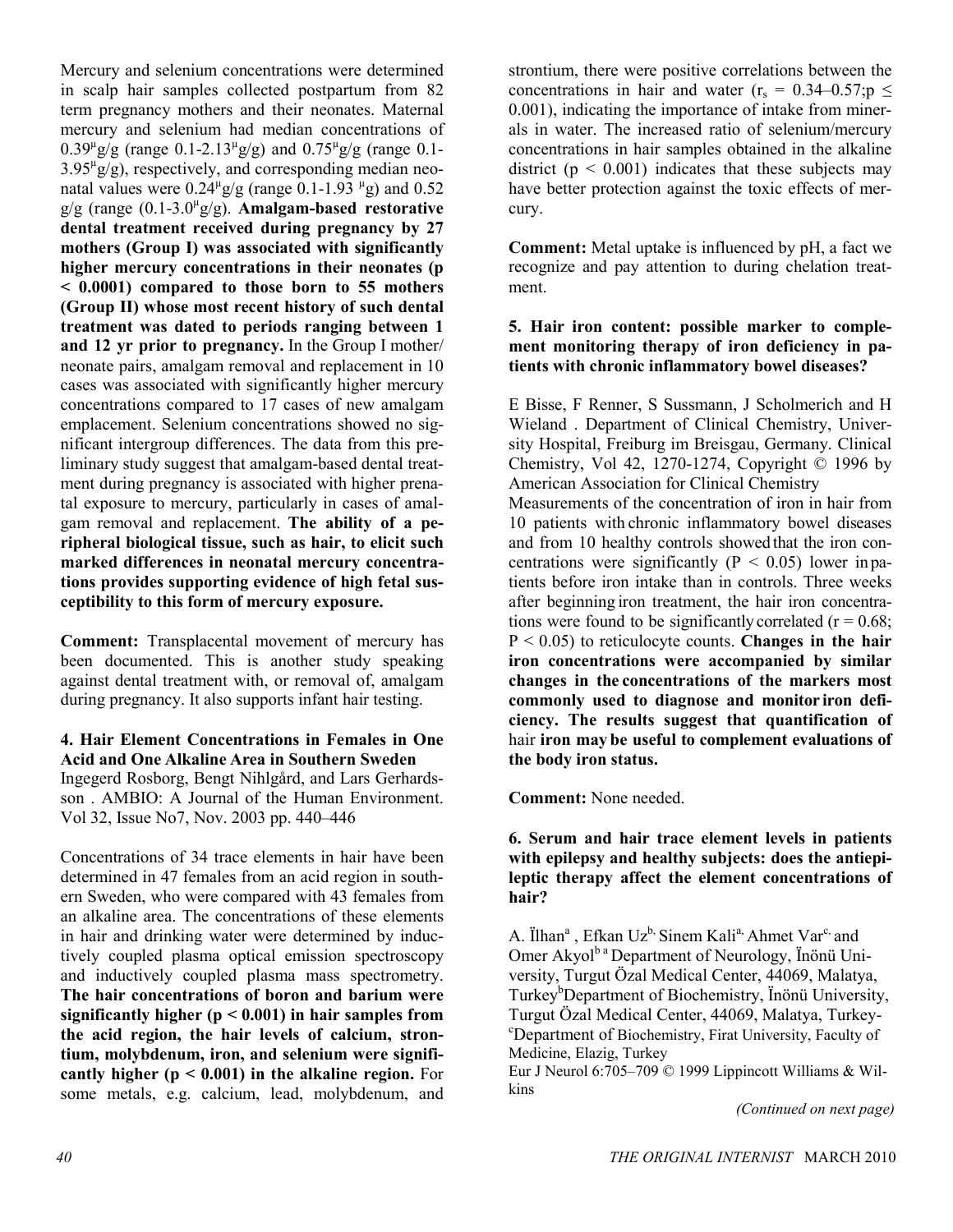Mercury and selenium concentrations were determined in scalp hair samples collected postpartum from 82 term pregnancy mothers and their neonates. Maternal mercury and selenium had median concentrations of $0.39^{\mu}$g/g (range $0.1$-$2.13^{\mu}$g/g) and $0.75^{\mu}$g/g (range 0.1-$3.95^{\mu}$g/g), respectively, and corresponding median neonatal values were $0.24^{\mu}$g/g (range 0.1-1.93 $^{\mu}$g) and 0.52 g/g (range (0.1-$3.0^{\mu}$g/g). **Amalgam-based restorative dental treatment received during pregnancy by 27 mothers (Group I) was associated with significantly higher mercury concentrations in their neonates ($p < 0.0001$) compared to those born to 55 mothers (Group II) whose most recent history of such dental treatment was dated to periods ranging between 1 and 12 yr prior to pregnancy.** In the Group I mother/neonate pairs, amalgam removal and replacement in 10 cases was associated with significantly higher mercury concentrations compared to 17 cases of new amalgam emplacement. Selenium concentrations showed no significant intergroup differences. The data from this preliminary study suggest that amalgam-based dental treatment during pregnancy is associated with higher prenatal exposure to mercury, particularly in cases of amalgam removal and replacement. **The ability of a peripheral biological tissue, such as hair, to elicit such marked differences in neonatal mercury concentrations provides supporting evidence of high fetal susceptibility to this form of mercury exposure.**

**Comment:** Transplacental movement of mercury has been documented. This is another study speaking against dental treatment with, or removal of, amalgam during pregnancy. It also supports infant hair testing.

### 4. Hair Element Concentrations in Females in One Acid and One Alkaline Area in Southern Sweden

Ingegerd Rosborg, Bengt Nihlgård, and Lars Gerhardsson . AMBIO: A Journal of the Human Environment. Vol 32, Issue No7, Nov. 2003 pp. 440–446

Concentrations of 34 trace elements in hair have been determined in 47 females from an acid region in southern Sweden, who were compared with 43 females from an alkaline area. The concentrations of these elements in hair and drinking water were determined by inductively coupled plasma optical emission spectroscopy and inductively coupled plasma mass spectrometry. **The hair concentrations of boron and barium were significantly higher ($p < 0.001$) in hair samples from the acid region, the hair levels of calcium, strontium, molybdenum, iron, and selenium were significantly higher ($p < 0.001$) in the alkaline region.** For some metals, e.g. calcium, lead, molybdenum, and strontium, there were positive correlations between the concentrations in hair and water ($r_s = 0.34$–$0.57; p \leq 0.001$), indicating the importance of intake from minerals in water. The increased ratio of selenium/mercury concentrations in hair samples obtained in the alkaline district ($p < 0.001$) indicates that these subjects may have better protection against the toxic effects of mercury.

**Comment:** Metal uptake is influenced by pH, a fact we recognize and pay attention to during chelation treatment.

### 5. Hair iron content: possible marker to complement monitoring therapy of iron deficiency in patients with chronic inflammatory bowel diseases?

E Bisse, F Renner, S Sussmann, J Scholmerich and H Wieland . Department of Clinical Chemistry, University Hospital, Freiburg im Breisgau, Germany. Clinical Chemistry, Vol 42, 1270-1274, Copyright © 1996 by American Association for Clinical Chemistry

Measurements of the concentration of iron in hair from 10 patients with chronic inflammatory bowel diseases and from 10 healthy controls showed that the iron concentrations were significantly ($P < 0.05$) lower in patients before iron intake than in controls. Three weeks after beginning iron treatment, the hair iron concentrations were found to be significantly correlated ($r = 0.68$; $P < 0.05$) to reticulocyte counts. **Changes in the hair iron concentrations were accompanied by similar changes in the concentrations of the markers most commonly used to diagnose and monitor iron deficiency. The results suggest that quantification of** hair **iron may be useful to complement evaluations of the body iron status.**

**Comment:** None needed.

### 6. Serum and hair trace element levels in patients with epilepsy and healthy subjects: does the antiepileptic therapy affect the element concentrations of hair?

A. İlhan[a] , Efkan Uz[b], Sinem Kali[a], Ahmet Var[c], and Omer Akyol[b] [a] Department of Neurology, İnönü University, Turgut Özal Medical Center, 44069, Malatya, Turkey [b]Department of Biochemistry, İnönü University, Turgut Özal Medical Center, 44069, Malatya, Turkey- [c]Department of Biochemistry, Firat University, Faculty of Medicine, Elazig, Turkey

Eur J Neurol 6:705–709 © 1999 Lippincott Williams & Wilkins

*(Continued on next page)*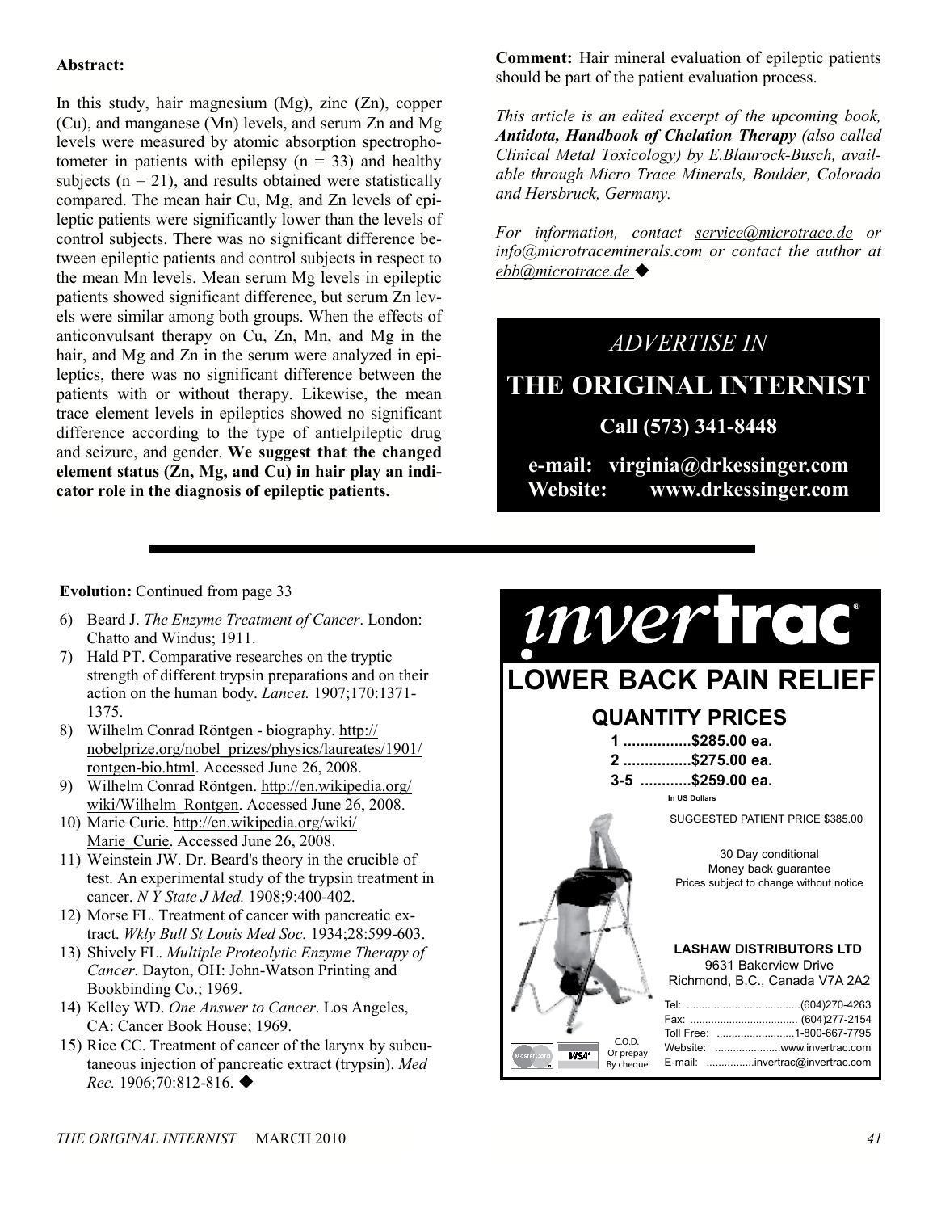**Abstract:**

In this study, hair magnesium (Mg), zinc (Zn), copper (Cu), and manganese (Mn) levels, and serum Zn and Mg levels were measured by atomic absorption spectrophotometer in patients with epilepsy (n = 33) and healthy subjects (n = 21), and results obtained were statistically compared. The mean hair Cu, Mg, and Zn levels of epileptic patients were significantly lower than the levels of control subjects. There was no significant difference between epileptic patients and control subjects in respect to the mean Mn levels. Mean serum Mg levels in epileptic patients showed significant difference, but serum Zn levels were similar among both groups. When the effects of anticonvulsant therapy on Cu, Zn, Mn, and Mg in the hair, and Mg and Zn in the serum were analyzed in epileptics, there was no significant difference between the patients with or without therapy. Likewise, the mean trace element levels in epileptics showed no significant difference according to the type of antielpileptic drug and seizure, and gender. **We suggest that the changed element status (Zn, Mg, and Cu) in hair play an indicator role in the diagnosis of epileptic patients.**

**Comment:** Hair mineral evaluation of epileptic patients should be part of the patient evaluation process.

*This article is an edited excerpt of the upcoming book, **Antidota, Handbook of Chelation Therapy** (also called Clinical Metal Toxicology) by E.Blaurock-Busch, available through Micro Trace Minerals, Boulder, Colorado and Hersbruck, Germany.*

*For information, contact service@microtrace.de or info@microtraceminerals.com or contact the author at ebb@microtrace.de* ◆

*ADVERTISE IN*

**THE ORIGINAL INTERNIST**

**Call (573) 341-8448**

**e-mail: virginia@drkessinger.com**
**Website: www.drkessinger.com**

---

**Evolution:** Continued from page 33

6) Beard J. *The Enzyme Treatment of Cancer*. London: Chatto and Windus; 1911.
7) Hald PT. Comparative researches on the tryptic strength of different trypsin preparations and on their action on the human body. *Lancet.* 1907;170:1371-1375.
8) Wilhelm Conrad Röntgen - biography. http://nobelprize.org/nobel_prizes/physics/laureates/1901/rontgen-bio.html. Accessed June 26, 2008.
9) Wilhelm Conrad Röntgen. http://en.wikipedia.org/wiki/Wilhelm_Rontgen. Accessed June 26, 2008.
10) Marie Curie. http://en.wikipedia.org/wiki/Marie_Curie. Accessed June 26, 2008.
11) Weinstein JW. Dr. Beard's theory in the crucible of test. An experimental study of the trypsin treatment in cancer. *N Y State J Med.* 1908;9:400-402.
12) Morse FL. Treatment of cancer with pancreatic extract. *Wkly Bull St Louis Med Soc.* 1934;28:599-603.
13) Shively FL. *Multiple Proteolytic Enzyme Therapy of Cancer*. Dayton, OH: John-Watson Printing and Bookbinding Co.; 1969.
14) Kelley WD. *One Answer to Cancer*. Los Angeles, CA: Cancer Book House; 1969.
15) Rice CC. Treatment of cancer of the larynx by subcutaneous injection of pancreatic extract (trypsin). *Med Rec.* 1906;70:812-816. ◆

*inver***trac**®

**LOWER BACK PAIN RELIEF**

**QUANTITY PRICES**

**1 ................$285.00 ea.**
**2 ................$275.00 ea.**
**3-5 ............$259.00 ea.**

In US Dollars

SUGGESTED PATIENT PRICE $385.00

30 Day conditional
Money back guarantee
Prices subject to change without notice

**LASHAW DISTRIBUTORS LTD**
9631 Bakerview Drive
Richmond, B.C., Canada V7A 2A2

Tel: ......................................(604)270-4263
Fax: ................................... (604)277-2154
Toll Free: ..........................1-800-667-7795
Website: ......................www.invertrac.com
E-mail: ................invertrac@invertrac.com

C.O.D.
Or prepay
By cheque